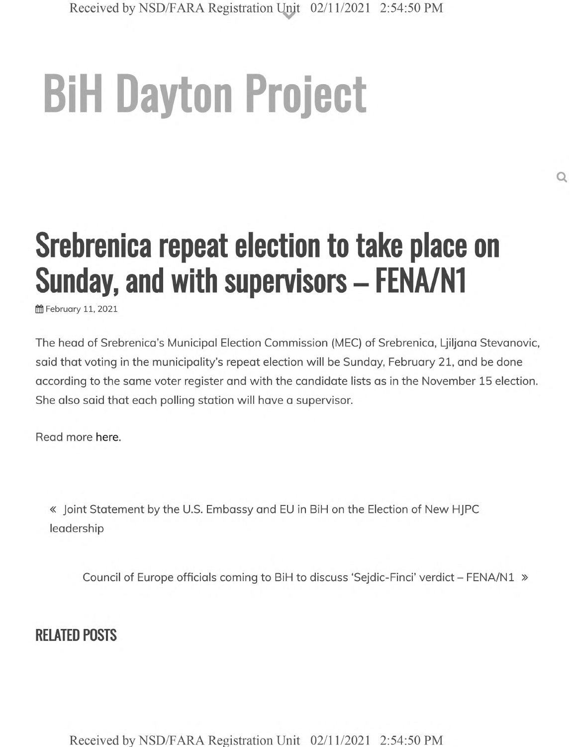# BiH Dayton Project

## Srebrenica repeat election to take place on Sunday, and with supervisors – FENA/N1

February 11, 2021

The head of Srebrenica's Municipal Election Commission (MEC) of Srebrenica, Ljiljana Stevanovic, said that voting in the municipality's repeat election will be Sunday, February 21, and be done according to the same voter register and with the candidate lists as in the November 15 election. She also said that each polling station will have a supervisor.

Read more here.

« Joint Statement by the U.S. Embassy and EU in BiH on the Election of New HJPC leadership

Council of Europe officials coming to BiH to discuss 'Sejdic-Finci' verdict – FENA/N1 »

### RELATED POSTS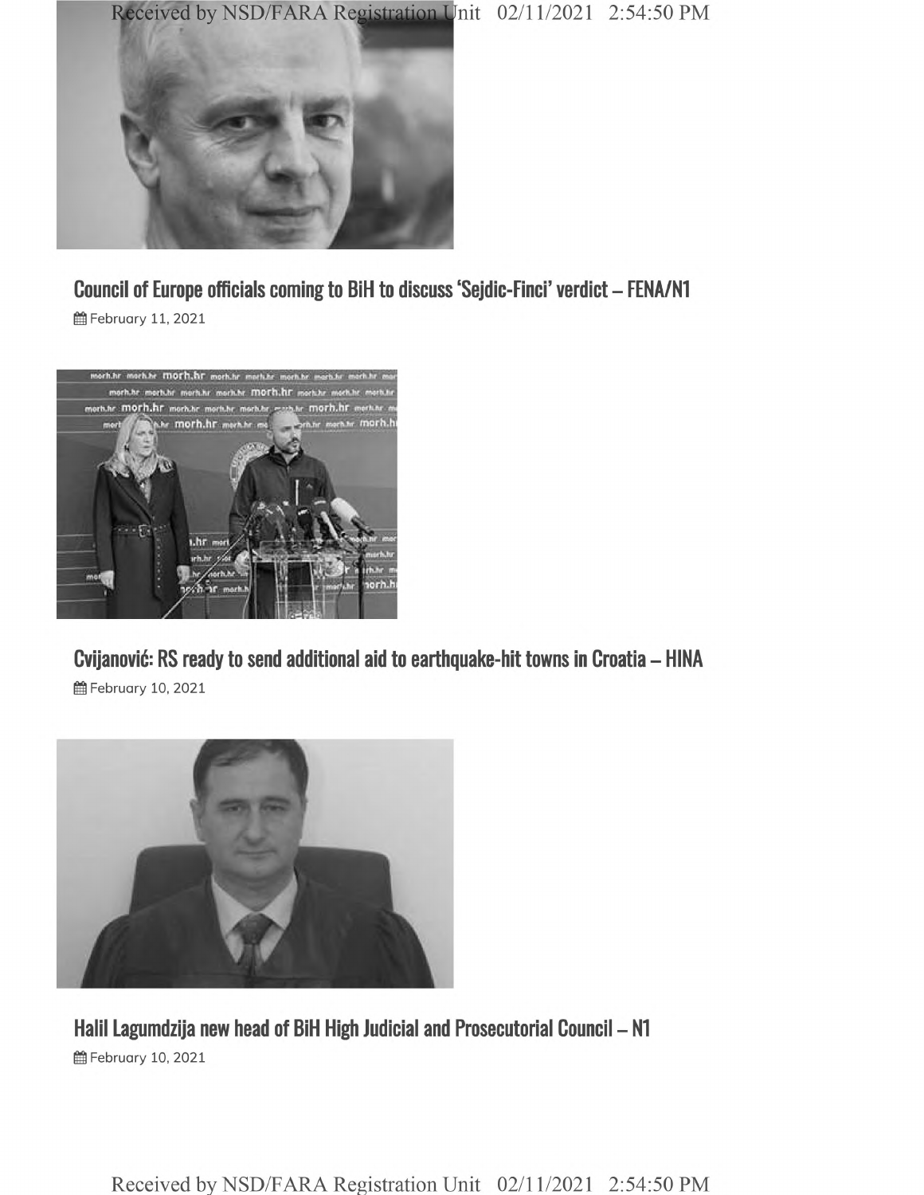## Council of Europe officials coming to BiH to discuss 'Sejdic-Finci' verdict – FENA/N1

February 11, 2021

## Cvijanović: RS ready to send additional aid to earthquake-hit towns in Croatia – HINA

February 10, 2021

## Halil Lagumdzija new head of BiH High Judicial and Prosecutorial Council – N1

February 10, 2021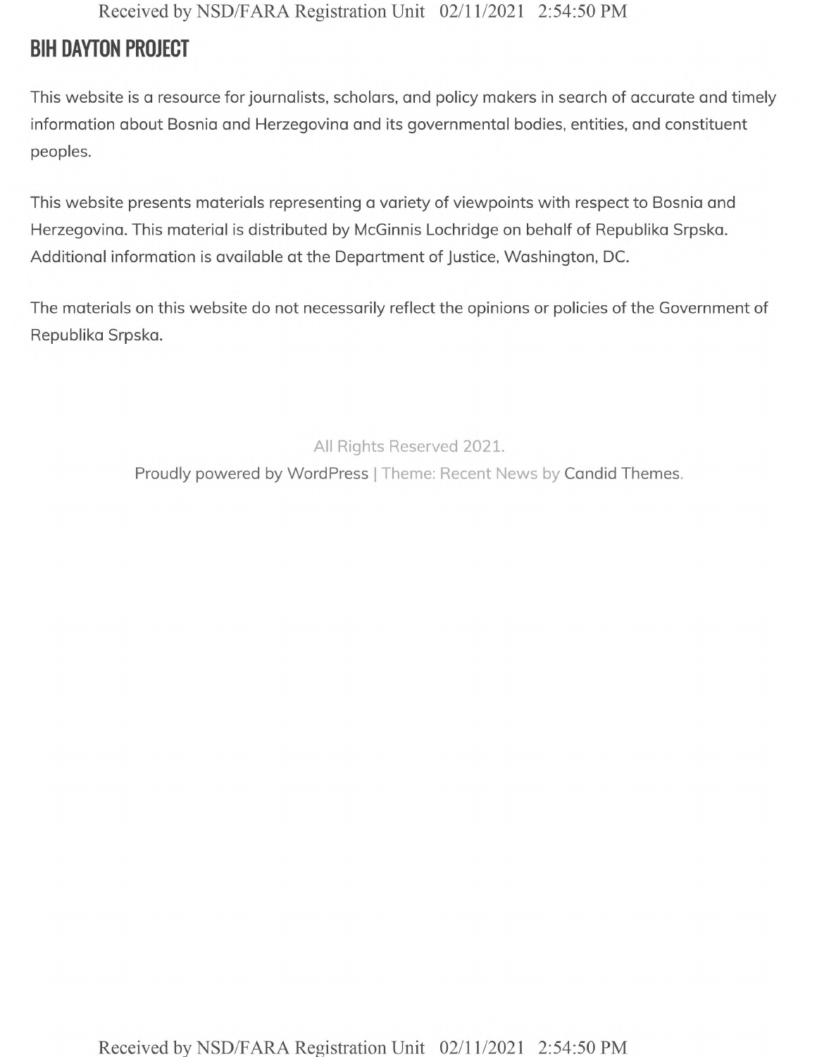# BIH DAYTON PROJECT

This website is a resource for journalists, scholars, and policy makers in search of accurate and timely information about Bosnia and Herzegovina and its governmental bodies, entities, and constituent peoples.

This website presents materials representing a variety of viewpoints with respect to Bosnia and Herzegovina. This material is distributed by McGinnis Lochridge on behalf of Republika Srpska. Additional information is available at the Department of Justice, Washington, DC.

The materials on this website do not necessarily reflect the opinions or policies of the Government of Republika Srpska.

All Rights Reserved 2021.

Proudly powered by WordPress | Theme: Recent News by Candid Themes.